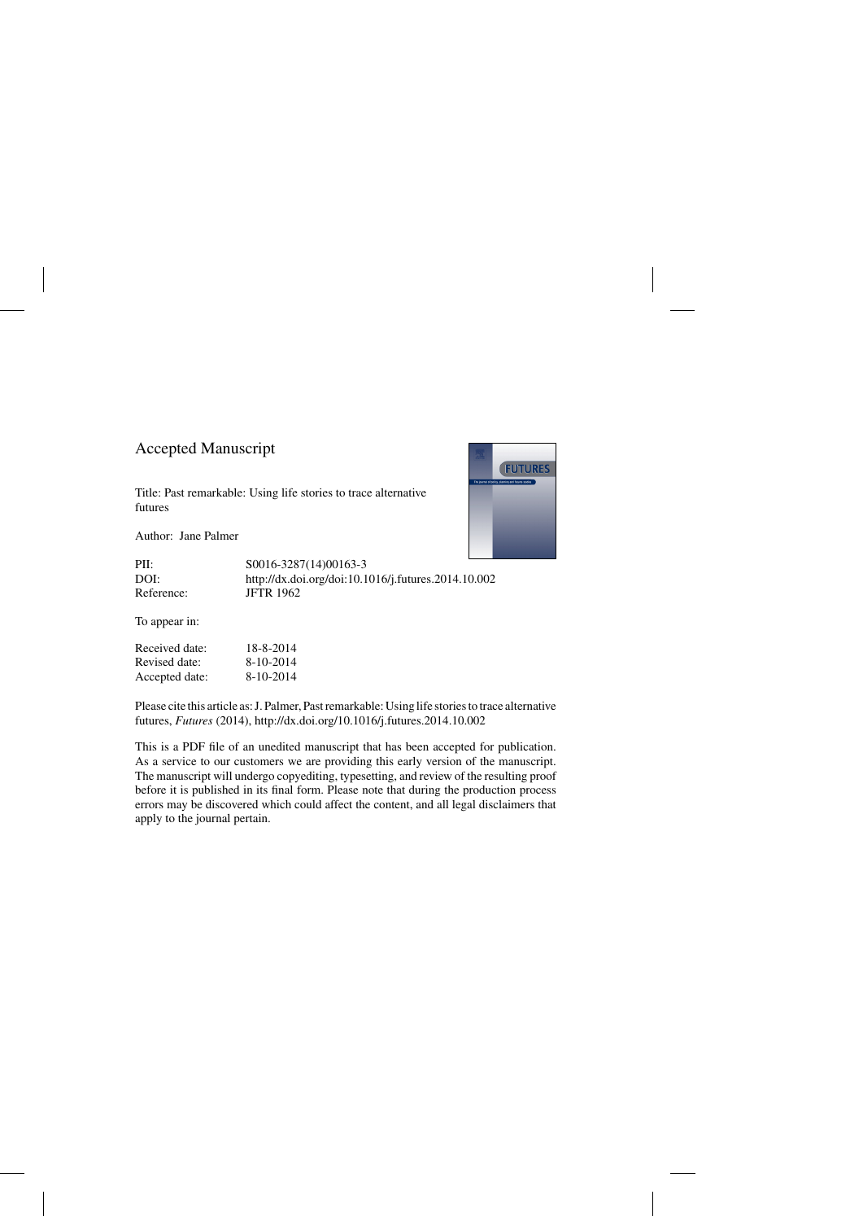# Accepted Manuscript

Title: Past remarkable: Using life stories to trace alternative futures

Author: Jane Palmer

| | |
|---|---|
| PII: | S0016-3287(14)00163-3 |
| DOI: | http://dx.doi.org/doi:10.1016/j.futures.2014.10.002 |
| Reference: | JFTR 1962 |

To appear in:

| | |
|---|---|
| Received date: | 18-8-2014 |
| Revised date: | 8-10-2014 |
| Accepted date: | 8-10-2014 |

Please cite this article as: J. Palmer, Past remarkable: Using life stories to trace alternative futures, *Futures* (2014), http://dx.doi.org/10.1016/j.futures.2014.10.002

This is a PDF file of an unedited manuscript that has been accepted for publication. As a service to our customers we are providing this early version of the manuscript. The manuscript will undergo copyediting, typesetting, and review of the resulting proof before it is published in its final form. Please note that during the production process errors may be discovered which could affect the content, and all legal disclaimers that apply to the journal pertain.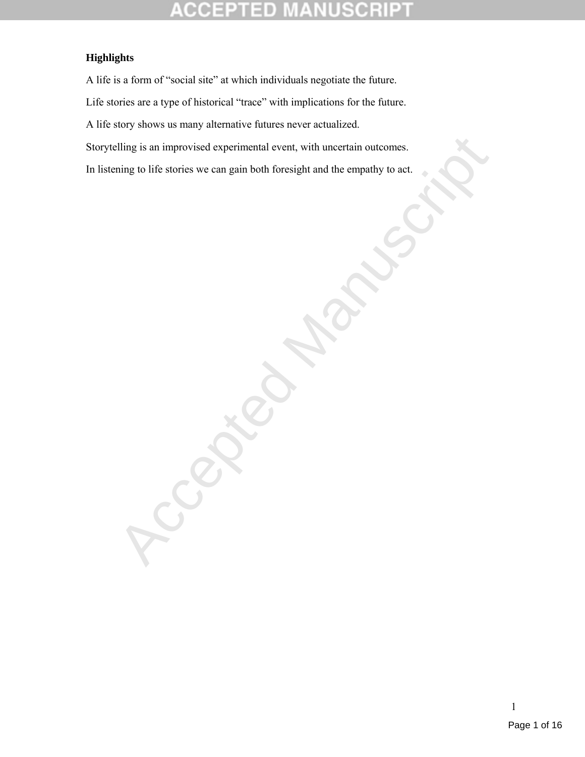**Highlights**

A life is a form of "social site" at which individuals negotiate the future.

Life stories are a type of historical "trace" with implications for the future.

A life story shows us many alternative futures never actualized.

Storytelling is an improvised experimental event, with uncertain outcomes.

In listening to life stories we can gain both foresight and the empathy to act.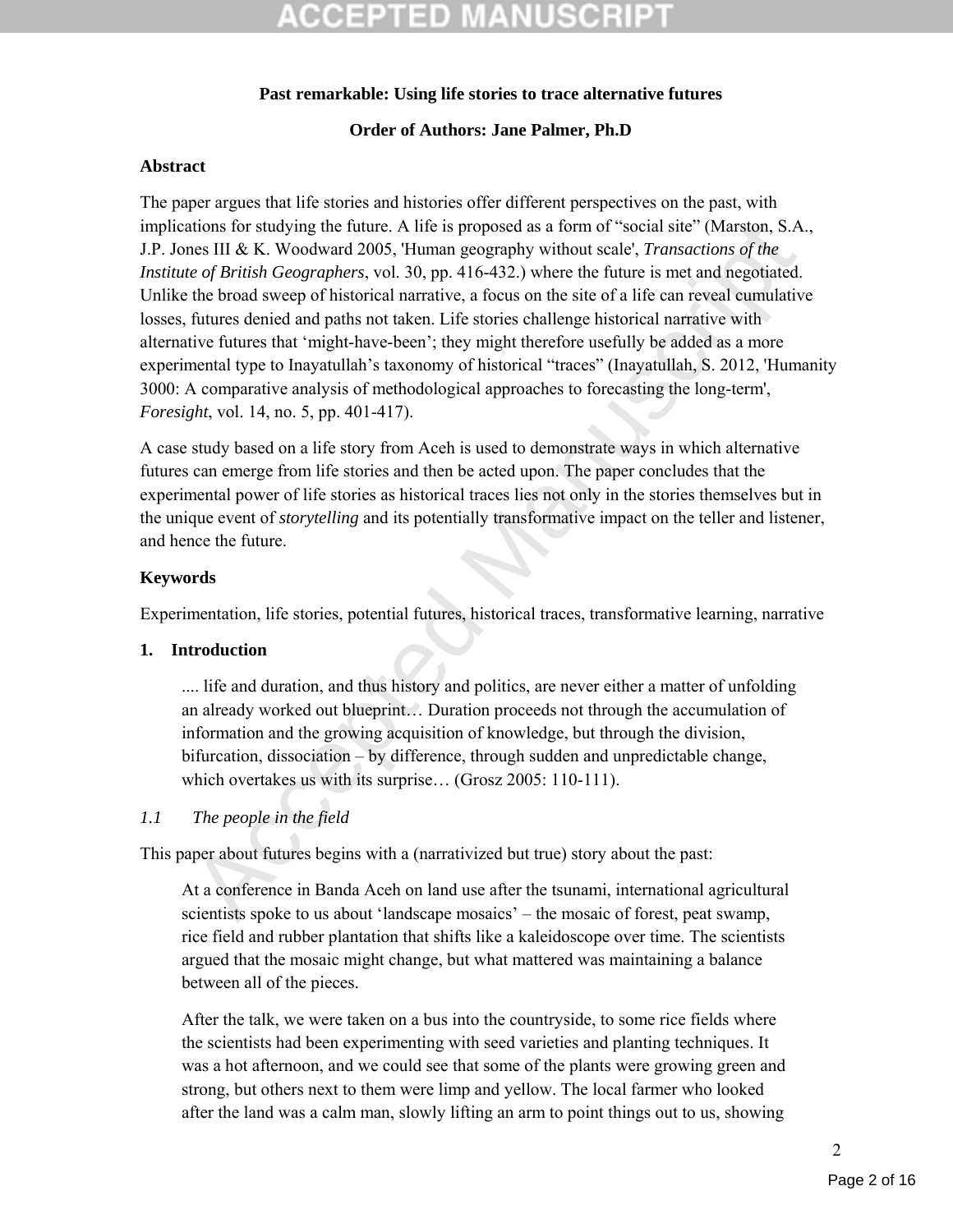**Past remarkable: Using life stories to trace alternative futures**

**Order of Authors: Jane Palmer, Ph.D**

### Abstract

The paper argues that life stories and histories offer different perspectives on the past, with implications for studying the future. A life is proposed as a form of "social site" (Marston, S.A., J.P. Jones III & K. Woodward 2005, 'Human geography without scale', *Transactions of the Institute of British Geographers*, vol. 30, pp. 416-432.) where the future is met and negotiated. Unlike the broad sweep of historical narrative, a focus on the site of a life can reveal cumulative losses, futures denied and paths not taken. Life stories challenge historical narrative with alternative futures that 'might-have-been'; they might therefore usefully be added as a more experimental type to Inayatullah's taxonomy of historical "traces" (Inayatullah, S. 2012, 'Humanity 3000: A comparative analysis of methodological approaches to forecasting the long-term', *Foresight*, vol. 14, no. 5, pp. 401-417).

A case study based on a life story from Aceh is used to demonstrate ways in which alternative futures can emerge from life stories and then be acted upon. The paper concludes that the experimental power of life stories as historical traces lies not only in the stories themselves but in the unique event of *storytelling* and its potentially transformative impact on the teller and listener, and hence the future.

### Keywords

Experimentation, life stories, potential futures, historical traces, transformative learning, narrative

## 1. Introduction

> .... life and duration, and thus history and politics, are never either a matter of unfolding an already worked out blueprint… Duration proceeds not through the accumulation of information and the growing acquisition of knowledge, but through the division, bifurcation, dissociation – by difference, through sudden and unpredictable change, which overtakes us with its surprise… (Grosz 2005: 110-111).

### *1.1 The people in the field*

This paper about futures begins with a (narrativized but true) story about the past:

> At a conference in Banda Aceh on land use after the tsunami, international agricultural scientists spoke to us about 'landscape mosaics' – the mosaic of forest, peat swamp, rice field and rubber plantation that shifts like a kaleidoscope over time. The scientists argued that the mosaic might change, but what mattered was maintaining a balance between all of the pieces.
>
> After the talk, we were taken on a bus into the countryside, to some rice fields where the scientists had been experimenting with seed varieties and planting techniques. It was a hot afternoon, and we could see that some of the plants were growing green and strong, but others next to them were limp and yellow. The local farmer who looked after the land was a calm man, slowly lifting an arm to point things out to us, showing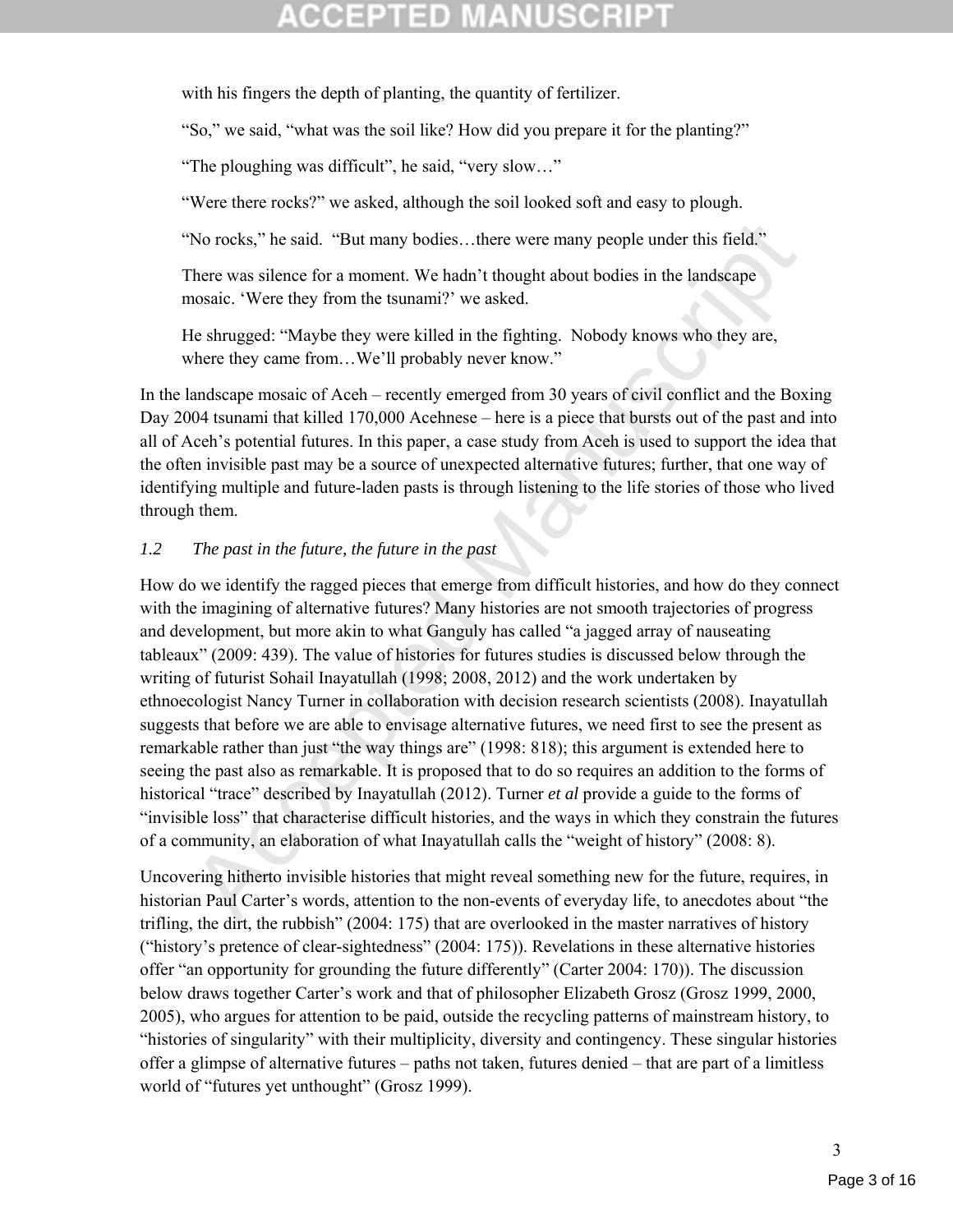with his fingers the depth of planting, the quantity of fertilizer.

"So," we said, "what was the soil like? How did you prepare it for the planting?"

"The ploughing was difficult", he said, "very slow…"

"Were there rocks?" we asked, although the soil looked soft and easy to plough.

"No rocks," he said. "But many bodies…there were many people under this field."

There was silence for a moment. We hadn't thought about bodies in the landscape mosaic. 'Were they from the tsunami?' we asked.

He shrugged: "Maybe they were killed in the fighting. Nobody knows who they are, where they came from…We'll probably never know."

In the landscape mosaic of Aceh – recently emerged from 30 years of civil conflict and the Boxing Day 2004 tsunami that killed 170,000 Acehnese – here is a piece that bursts out of the past and into all of Aceh's potential futures. In this paper, a case study from Aceh is used to support the idea that the often invisible past may be a source of unexpected alternative futures; further, that one way of identifying multiple and future-laden pasts is through listening to the life stories of those who lived through them.

### *1.2 The past in the future, the future in the past*

How do we identify the ragged pieces that emerge from difficult histories, and how do they connect with the imagining of alternative futures? Many histories are not smooth trajectories of progress and development, but more akin to what Ganguly has called "a jagged array of nauseating tableaux" (2009: 439). The value of histories for futures studies is discussed below through the writing of futurist Sohail Inayatullah (1998; 2008, 2012) and the work undertaken by ethnoecologist Nancy Turner in collaboration with decision research scientists (2008). Inayatullah suggests that before we are able to envisage alternative futures, we need first to see the present as remarkable rather than just "the way things are" (1998: 818); this argument is extended here to seeing the past also as remarkable. It is proposed that to do so requires an addition to the forms of historical "trace" described by Inayatullah (2012). Turner *et al* provide a guide to the forms of "invisible loss" that characterise difficult histories, and the ways in which they constrain the futures of a community, an elaboration of what Inayatullah calls the "weight of history" (2008: 8).

Uncovering hitherto invisible histories that might reveal something new for the future, requires, in historian Paul Carter's words, attention to the non-events of everyday life, to anecdotes about "the trifling, the dirt, the rubbish" (2004: 175) that are overlooked in the master narratives of history ("history's pretence of clear-sightedness" (2004: 175)). Revelations in these alternative histories offer "an opportunity for grounding the future differently" (Carter 2004: 170)). The discussion below draws together Carter's work and that of philosopher Elizabeth Grosz (Grosz 1999, 2000, 2005), who argues for attention to be paid, outside the recycling patterns of mainstream history, to "histories of singularity" with their multiplicity, diversity and contingency. These singular histories offer a glimpse of alternative futures – paths not taken, futures denied – that are part of a limitless world of "futures yet unthought" (Grosz 1999).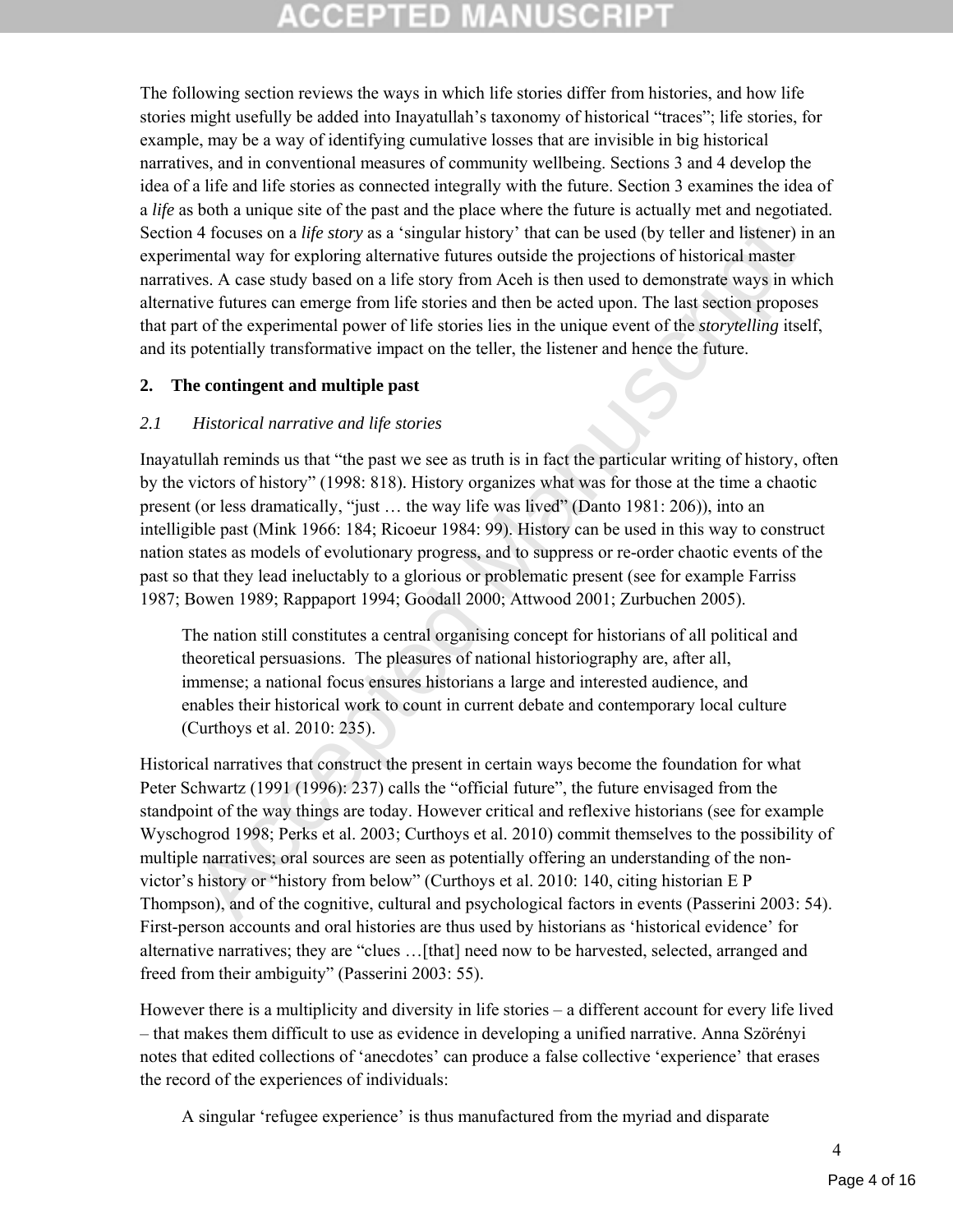The following section reviews the ways in which life stories differ from histories, and how life stories might usefully be added into Inayatullah's taxonomy of historical "traces"; life stories, for example, may be a way of identifying cumulative losses that are invisible in big historical narratives, and in conventional measures of community wellbeing. Sections 3 and 4 develop the idea of a life and life stories as connected integrally with the future. Section 3 examines the idea of a *life* as both a unique site of the past and the place where the future is actually met and negotiated. Section 4 focuses on a *life story* as a 'singular history' that can be used (by teller and listener) in an experimental way for exploring alternative futures outside the projections of historical master narratives. A case study based on a life story from Aceh is then used to demonstrate ways in which alternative futures can emerge from life stories and then be acted upon. The last section proposes that part of the experimental power of life stories lies in the unique event of the *storytelling* itself, and its potentially transformative impact on the teller, the listener and hence the future.

## 2. The contingent and multiple past

### *2.1 Historical narrative and life stories*

Inayatullah reminds us that "the past we see as truth is in fact the particular writing of history, often by the victors of history" (1998: 818). History organizes what was for those at the time a chaotic present (or less dramatically, "just … the way life was lived" (Danto 1981: 206)), into an intelligible past (Mink 1966: 184; Ricoeur 1984: 99). History can be used in this way to construct nation states as models of evolutionary progress, and to suppress or re-order chaotic events of the past so that they lead ineluctably to a glorious or problematic present (see for example Farriss 1987; Bowen 1989; Rappaport 1994; Goodall 2000; Attwood 2001; Zurbuchen 2005).

> The nation still constitutes a central organising concept for historians of all political and theoretical persuasions. The pleasures of national historiography are, after all, immense; a national focus ensures historians a large and interested audience, and enables their historical work to count in current debate and contemporary local culture (Curthoys et al. 2010: 235).

Historical narratives that construct the present in certain ways become the foundation for what Peter Schwartz (1991 (1996): 237) calls the "official future", the future envisaged from the standpoint of the way things are today. However critical and reflexive historians (see for example Wyschogrod 1998; Perks et al. 2003; Curthoys et al. 2010) commit themselves to the possibility of multiple narratives; oral sources are seen as potentially offering an understanding of the non-victor's history or "history from below" (Curthoys et al. 2010: 140, citing historian E P Thompson), and of the cognitive, cultural and psychological factors in events (Passerini 2003: 54). First-person accounts and oral histories are thus used by historians as 'historical evidence' for alternative narratives; they are "clues …[that] need now to be harvested, selected, arranged and freed from their ambiguity" (Passerini 2003: 55).

However there is a multiplicity and diversity in life stories – a different account for every life lived – that makes them difficult to use as evidence in developing a unified narrative. Anna Szörényi notes that edited collections of 'anecdotes' can produce a false collective 'experience' that erases the record of the experiences of individuals:

> A singular 'refugee experience' is thus manufactured from the myriad and disparate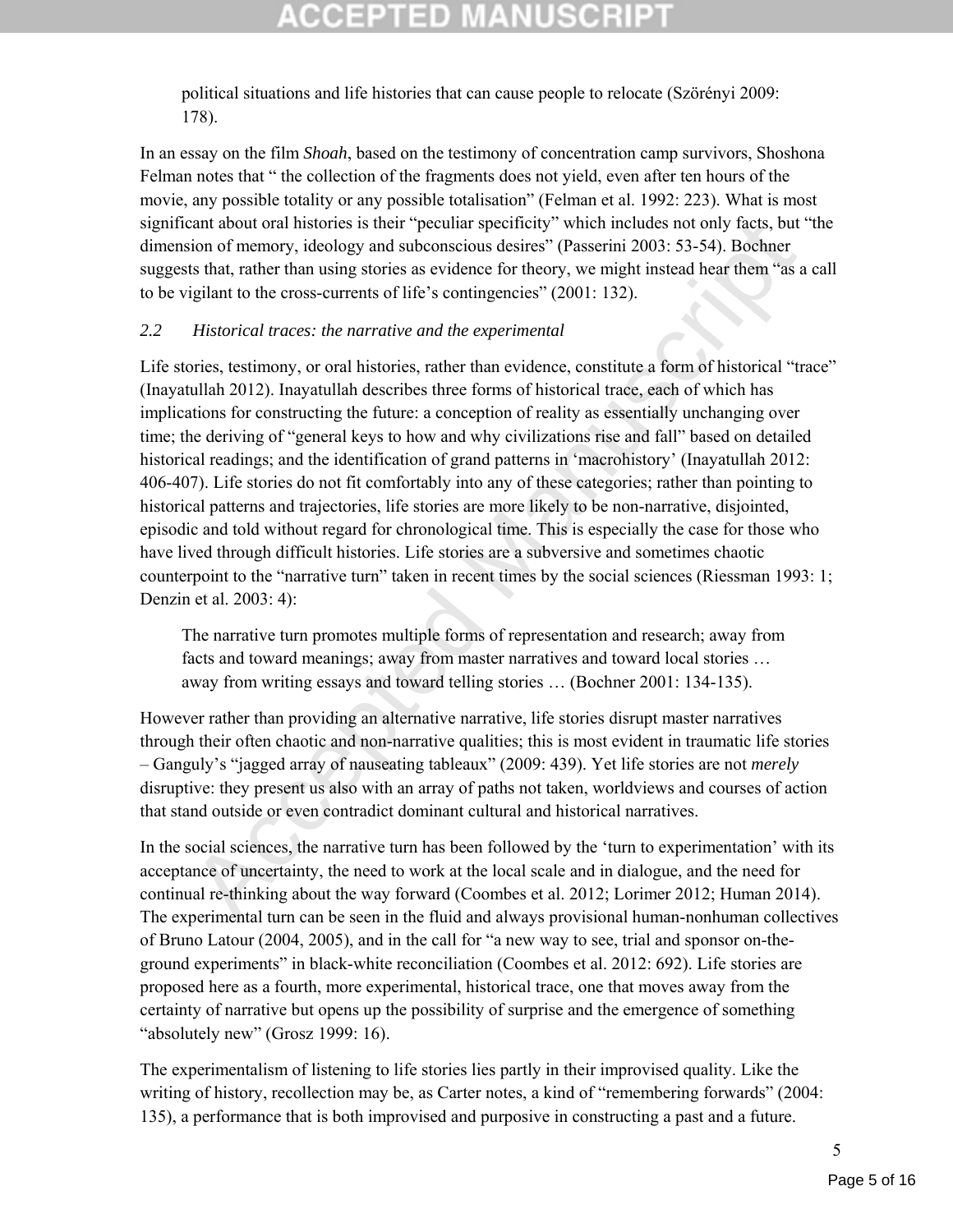political situations and life histories that can cause people to relocate (Szörényi 2009: 178).

In an essay on the film *Shoah*, based on the testimony of concentration camp survivors, Shoshona Felman notes that " the collection of the fragments does not yield, even after ten hours of the movie, any possible totality or any possible totalisation" (Felman et al. 1992: 223). What is most significant about oral histories is their "peculiar specificity" which includes not only facts, but "the dimension of memory, ideology and subconscious desires" (Passerini 2003: 53-54). Bochner suggests that, rather than using stories as evidence for theory, we might instead hear them "as a call to be vigilant to the cross-currents of life's contingencies" (2001: 132).

### *2.2 Historical traces: the narrative and the experimental*

Life stories, testimony, or oral histories, rather than evidence, constitute a form of historical "trace" (Inayatullah 2012). Inayatullah describes three forms of historical trace, each of which has implications for constructing the future: a conception of reality as essentially unchanging over time; the deriving of "general keys to how and why civilizations rise and fall" based on detailed historical readings; and the identification of grand patterns in 'macrohistory' (Inayatullah 2012: 406-407). Life stories do not fit comfortably into any of these categories; rather than pointing to historical patterns and trajectories, life stories are more likely to be non-narrative, disjointed, episodic and told without regard for chronological time. This is especially the case for those who have lived through difficult histories. Life stories are a subversive and sometimes chaotic counterpoint to the "narrative turn" taken in recent times by the social sciences (Riessman 1993: 1; Denzin et al. 2003: 4):

> The narrative turn promotes multiple forms of representation and research; away from facts and toward meanings; away from master narratives and toward local stories … away from writing essays and toward telling stories … (Bochner 2001: 134-135).

However rather than providing an alternative narrative, life stories disrupt master narratives through their often chaotic and non-narrative qualities; this is most evident in traumatic life stories – Ganguly's "jagged array of nauseating tableaux" (2009: 439). Yet life stories are not *merely* disruptive: they present us also with an array of paths not taken, worldviews and courses of action that stand outside or even contradict dominant cultural and historical narratives.

In the social sciences, the narrative turn has been followed by the 'turn to experimentation' with its acceptance of uncertainty, the need to work at the local scale and in dialogue, and the need for continual re-thinking about the way forward (Coombes et al. 2012; Lorimer 2012; Human 2014). The experimental turn can be seen in the fluid and always provisional human-nonhuman collectives of Bruno Latour (2004, 2005), and in the call for "a new way to see, trial and sponsor on-the-ground experiments" in black-white reconciliation (Coombes et al. 2012: 692). Life stories are proposed here as a fourth, more experimental, historical trace, one that moves away from the certainty of narrative but opens up the possibility of surprise and the emergence of something "absolutely new" (Grosz 1999: 16).

The experimentalism of listening to life stories lies partly in their improvised quality. Like the writing of history, recollection may be, as Carter notes, a kind of "remembering forwards" (2004: 135), a performance that is both improvised and purposive in constructing a past and a future.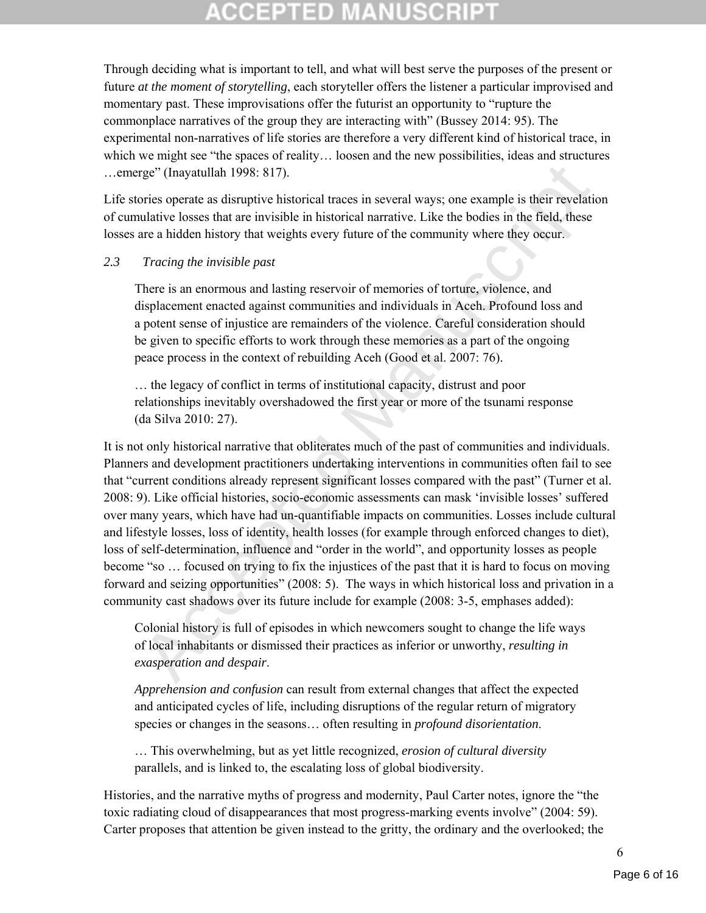Through deciding what is important to tell, and what will best serve the purposes of the present or future *at the moment of storytelling*, each storyteller offers the listener a particular improvised and momentary past. These improvisations offer the futurist an opportunity to "rupture the commonplace narratives of the group they are interacting with" (Bussey 2014: 95). The experimental non-narratives of life stories are therefore a very different kind of historical trace, in which we might see "the spaces of reality… loosen and the new possibilities, ideas and structures …emerge" (Inayatullah 1998: 817).

Life stories operate as disruptive historical traces in several ways; one example is their revelation of cumulative losses that are invisible in historical narrative. Like the bodies in the field, these losses are a hidden history that weights every future of the community where they occur.

### *2.3 Tracing the invisible past*

> There is an enormous and lasting reservoir of memories of torture, violence, and displacement enacted against communities and individuals in Aceh. Profound loss and a potent sense of injustice are remainders of the violence. Careful consideration should be given to specific efforts to work through these memories as a part of the ongoing peace process in the context of rebuilding Aceh (Good et al. 2007: 76).
>
> … the legacy of conflict in terms of institutional capacity, distrust and poor relationships inevitably overshadowed the first year or more of the tsunami response (da Silva 2010: 27).

It is not only historical narrative that obliterates much of the past of communities and individuals. Planners and development practitioners undertaking interventions in communities often fail to see that "current conditions already represent significant losses compared with the past" (Turner et al. 2008: 9). Like official histories, socio-economic assessments can mask 'invisible losses' suffered over many years, which have had un-quantifiable impacts on communities. Losses include cultural and lifestyle losses, loss of identity, health losses (for example through enforced changes to diet), loss of self-determination, influence and "order in the world", and opportunity losses as people become "so … focused on trying to fix the injustices of the past that it is hard to focus on moving forward and seizing opportunities" (2008: 5). The ways in which historical loss and privation in a community cast shadows over its future include for example (2008: 3-5, emphases added):

> Colonial history is full of episodes in which newcomers sought to change the life ways of local inhabitants or dismissed their practices as inferior or unworthy, *resulting in exasperation and despair*.
>
> *Apprehension and confusion* can result from external changes that affect the expected and anticipated cycles of life, including disruptions of the regular return of migratory species or changes in the seasons… often resulting in *profound disorientation*.
>
> … This overwhelming, but as yet little recognized, *erosion of cultural diversity* parallels, and is linked to, the escalating loss of global biodiversity.

Histories, and the narrative myths of progress and modernity, Paul Carter notes, ignore the "the toxic radiating cloud of disappearances that most progress-marking events involve" (2004: 59). Carter proposes that attention be given instead to the gritty, the ordinary and the overlooked; the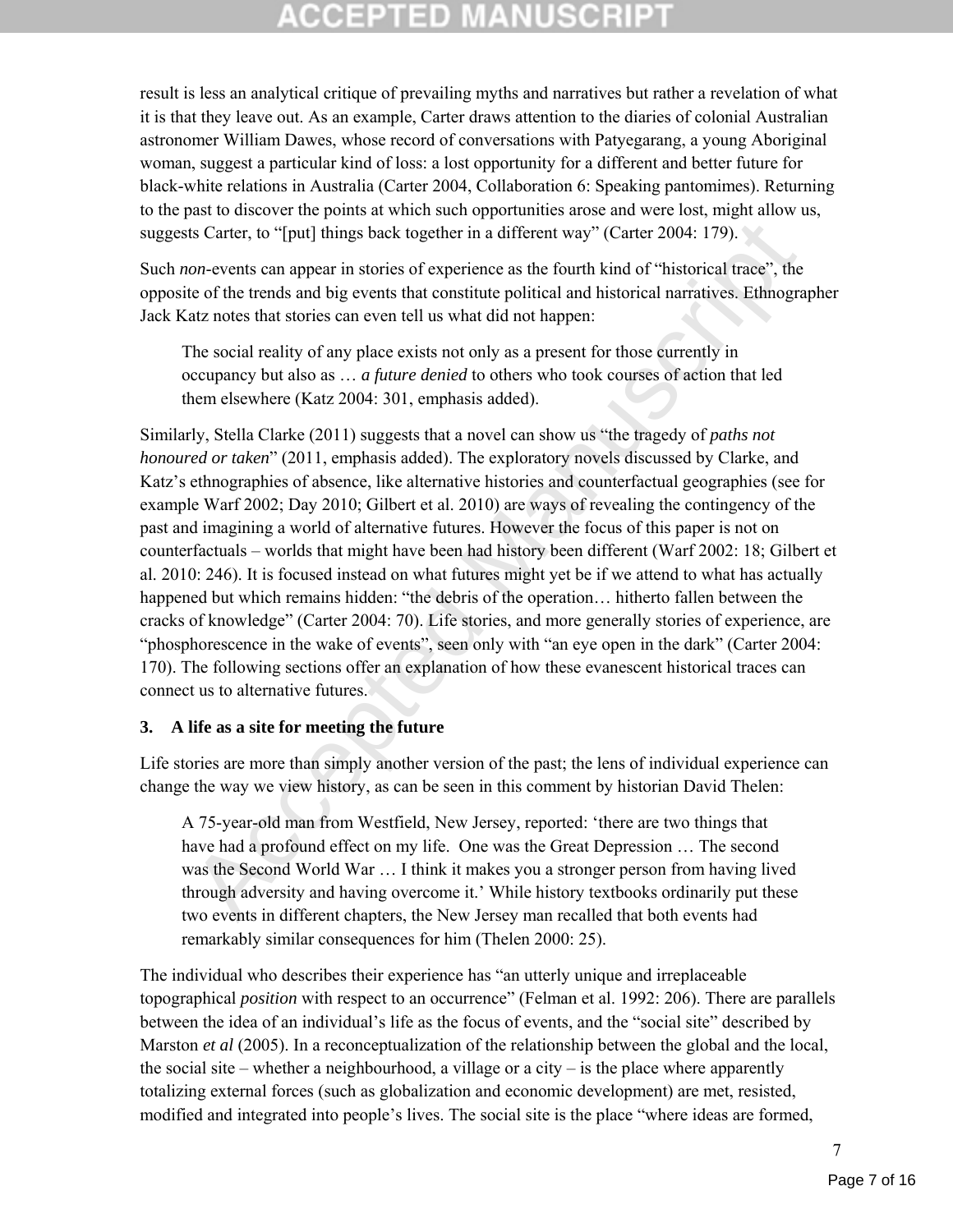result is less an analytical critique of prevailing myths and narratives but rather a revelation of what it is that they leave out. As an example, Carter draws attention to the diaries of colonial Australian astronomer William Dawes, whose record of conversations with Patyegarang, a young Aboriginal woman, suggest a particular kind of loss: a lost opportunity for a different and better future for black-white relations in Australia (Carter 2004, Collaboration 6: Speaking pantomimes). Returning to the past to discover the points at which such opportunities arose and were lost, might allow us, suggests Carter, to "[put] things back together in a different way" (Carter 2004: 179).

Such *non*-events can appear in stories of experience as the fourth kind of "historical trace", the opposite of the trends and big events that constitute political and historical narratives. Ethnographer Jack Katz notes that stories can even tell us what did not happen:

> The social reality of any place exists not only as a present for those currently in occupancy but also as … *a future denied* to others who took courses of action that led them elsewhere (Katz 2004: 301, emphasis added).

Similarly, Stella Clarke (2011) suggests that a novel can show us "the tragedy of *paths not honoured or taken*" (2011, emphasis added). The exploratory novels discussed by Clarke, and Katz's ethnographies of absence, like alternative histories and counterfactual geographies (see for example Warf 2002; Day 2010; Gilbert et al. 2010) are ways of revealing the contingency of the past and imagining a world of alternative futures. However the focus of this paper is not on counterfactuals – worlds that might have been had history been different (Warf 2002: 18; Gilbert et al. 2010: 246). It is focused instead on what futures might yet be if we attend to what has actually happened but which remains hidden: "the debris of the operation… hitherto fallen between the cracks of knowledge" (Carter 2004: 70). Life stories, and more generally stories of experience, are "phosphorescence in the wake of events", seen only with "an eye open in the dark" (Carter 2004: 170). The following sections offer an explanation of how these evanescent historical traces can connect us to alternative futures.

## 3. A life as a site for meeting the future

Life stories are more than simply another version of the past; the lens of individual experience can change the way we view history, as can be seen in this comment by historian David Thelen:

> A 75-year-old man from Westfield, New Jersey, reported: 'there are two things that have had a profound effect on my life. One was the Great Depression … The second was the Second World War … I think it makes you a stronger person from having lived through adversity and having overcome it.' While history textbooks ordinarily put these two events in different chapters, the New Jersey man recalled that both events had remarkably similar consequences for him (Thelen 2000: 25).

The individual who describes their experience has "an utterly unique and irreplaceable topographical *position* with respect to an occurrence" (Felman et al. 1992: 206). There are parallels between the idea of an individual's life as the focus of events, and the "social site" described by Marston *et al* (2005). In a reconceptualization of the relationship between the global and the local, the social site – whether a neighbourhood, a village or a city – is the place where apparently totalizing external forces (such as globalization and economic development) are met, resisted, modified and integrated into people's lives. The social site is the place "where ideas are formed,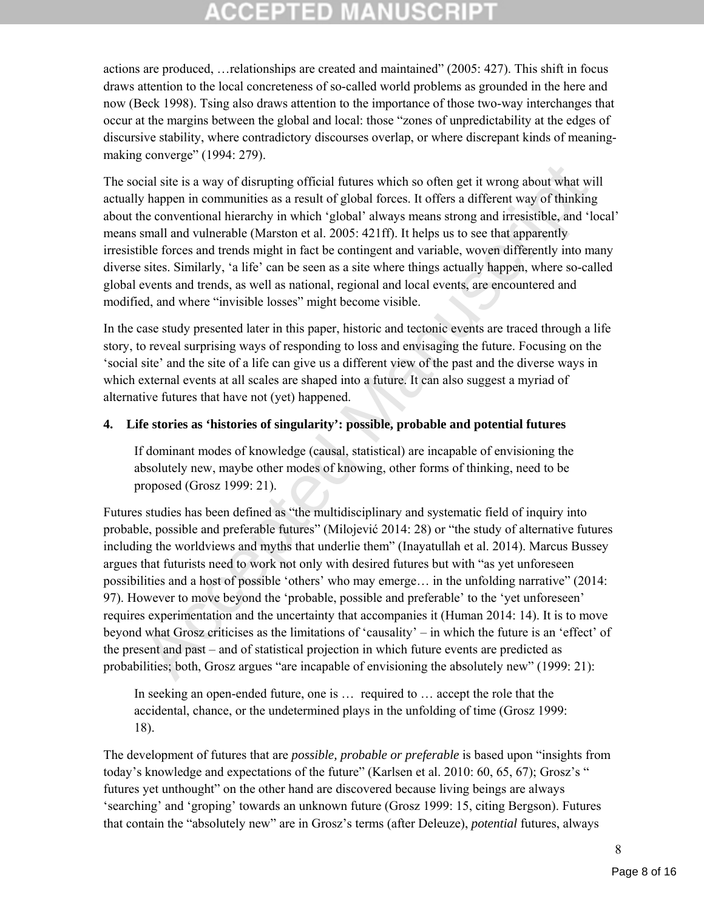actions are produced, …relationships are created and maintained" (2005: 427). This shift in focus draws attention to the local concreteness of so-called world problems as grounded in the here and now (Beck 1998). Tsing also draws attention to the importance of those two-way interchanges that occur at the margins between the global and local: those "zones of unpredictability at the edges of discursive stability, where contradictory discourses overlap, or where discrepant kinds of meaning-making converge" (1994: 279).

The social site is a way of disrupting official futures which so often get it wrong about what will actually happen in communities as a result of global forces. It offers a different way of thinking about the conventional hierarchy in which 'global' always means strong and irresistible, and 'local' means small and vulnerable (Marston et al. 2005: 421ff). It helps us to see that apparently irresistible forces and trends might in fact be contingent and variable, woven differently into many diverse sites. Similarly, 'a life' can be seen as a site where things actually happen, where so-called global events and trends, as well as national, regional and local events, are encountered and modified, and where "invisible losses" might become visible.

In the case study presented later in this paper, historic and tectonic events are traced through a life story, to reveal surprising ways of responding to loss and envisaging the future. Focusing on the 'social site' and the site of a life can give us a different view of the past and the diverse ways in which external events at all scales are shaped into a future. It can also suggest a myriad of alternative futures that have not (yet) happened.

## 4. Life stories as 'histories of singularity': possible, probable and potential futures

> If dominant modes of knowledge (causal, statistical) are incapable of envisioning the absolutely new, maybe other modes of knowing, other forms of thinking, need to be proposed (Grosz 1999: 21).

Futures studies has been defined as "the multidisciplinary and systematic field of inquiry into probable, possible and preferable futures" (Milojević 2014: 28) or "the study of alternative futures including the worldviews and myths that underlie them" (Inayatullah et al. 2014). Marcus Bussey argues that futurists need to work not only with desired futures but with "as yet unforeseen possibilities and a host of possible 'others' who may emerge… in the unfolding narrative" (2014: 97). However to move beyond the 'probable, possible and preferable' to the 'yet unforeseen' requires experimentation and the uncertainty that accompanies it (Human 2014: 14). It is to move beyond what Grosz criticises as the limitations of 'causality' – in which the future is an 'effect' of the present and past – and of statistical projection in which future events are predicted as probabilities; both, Grosz argues "are incapable of envisioning the absolutely new" (1999: 21):

> In seeking an open-ended future, one is … required to … accept the role that the accidental, chance, or the undetermined plays in the unfolding of time (Grosz 1999: 18).

The development of futures that are *possible, probable or preferable* is based upon "insights from today's knowledge and expectations of the future" (Karlsen et al. 2010: 60, 65, 67); Grosz's " futures yet unthought" on the other hand are discovered because living beings are always 'searching' and 'groping' towards an unknown future (Grosz 1999: 15, citing Bergson). Futures that contain the "absolutely new" are in Grosz's terms (after Deleuze), *potential* futures, always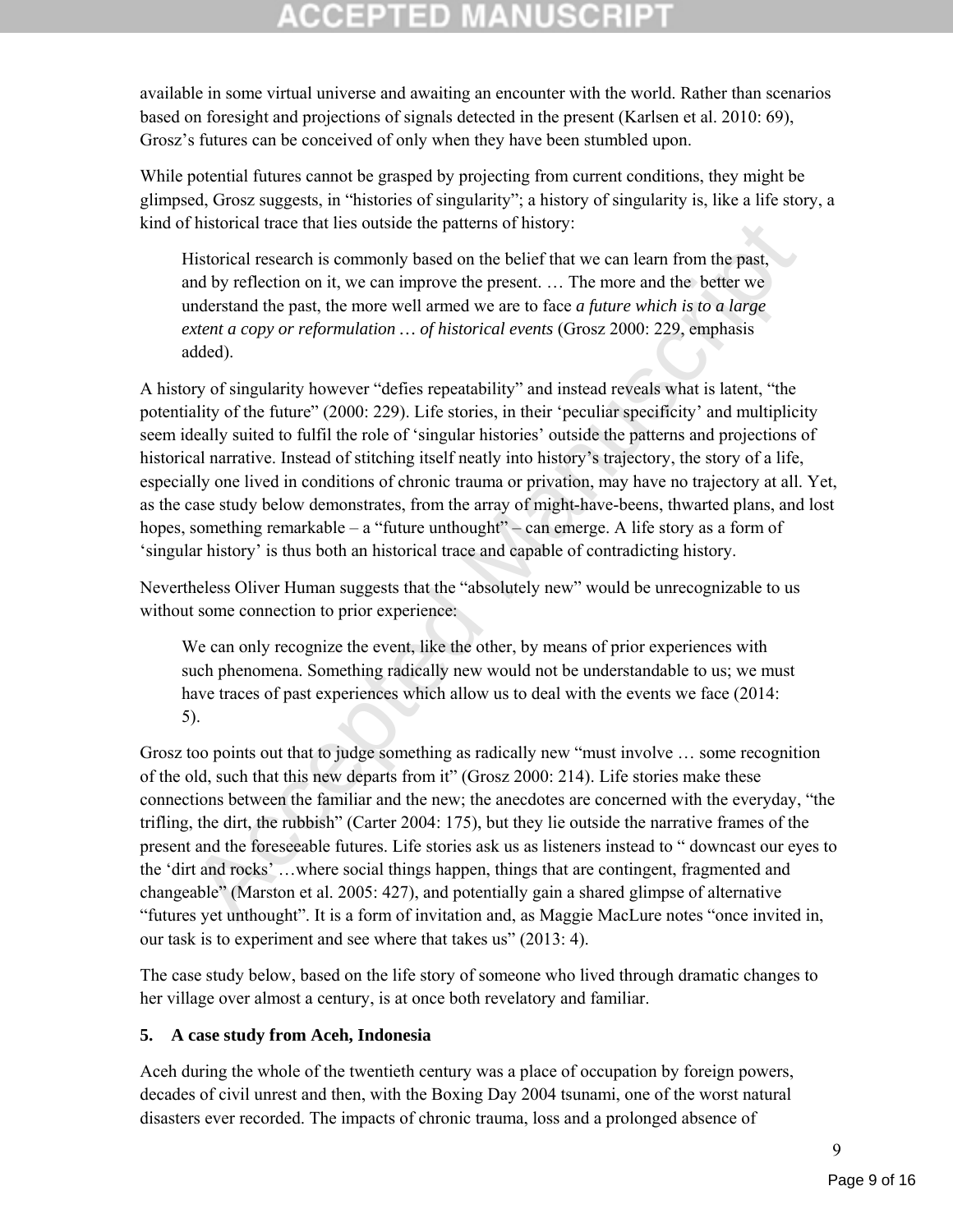available in some virtual universe and awaiting an encounter with the world. Rather than scenarios based on foresight and projections of signals detected in the present (Karlsen et al. 2010: 69), Grosz's futures can be conceived of only when they have been stumbled upon.

While potential futures cannot be grasped by projecting from current conditions, they might be glimpsed, Grosz suggests, in "histories of singularity"; a history of singularity is, like a life story, a kind of historical trace that lies outside the patterns of history:

> Historical research is commonly based on the belief that we can learn from the past, and by reflection on it, we can improve the present. … The more and the better we understand the past, the more well armed we are to face *a future which is to a large extent a copy or reformulation … of historical events* (Grosz 2000: 229, emphasis added).

A history of singularity however "defies repeatability" and instead reveals what is latent, "the potentiality of the future" (2000: 229). Life stories, in their 'peculiar specificity' and multiplicity seem ideally suited to fulfil the role of 'singular histories' outside the patterns and projections of historical narrative. Instead of stitching itself neatly into history's trajectory, the story of a life, especially one lived in conditions of chronic trauma or privation, may have no trajectory at all. Yet, as the case study below demonstrates, from the array of might-have-beens, thwarted plans, and lost hopes, something remarkable – a "future unthought" – can emerge. A life story as a form of 'singular history' is thus both an historical trace and capable of contradicting history.

Nevertheless Oliver Human suggests that the "absolutely new" would be unrecognizable to us without some connection to prior experience:

> We can only recognize the event, like the other, by means of prior experiences with such phenomena. Something radically new would not be understandable to us; we must have traces of past experiences which allow us to deal with the events we face (2014: 5).

Grosz too points out that to judge something as radically new "must involve … some recognition of the old, such that this new departs from it" (Grosz 2000: 214). Life stories make these connections between the familiar and the new; the anecdotes are concerned with the everyday, "the trifling, the dirt, the rubbish" (Carter 2004: 175), but they lie outside the narrative frames of the present and the foreseeable futures. Life stories ask us as listeners instead to " downcast our eyes to the 'dirt and rocks' …where social things happen, things that are contingent, fragmented and changeable" (Marston et al. 2005: 427), and potentially gain a shared glimpse of alternative "futures yet unthought". It is a form of invitation and, as Maggie MacLure notes "once invited in, our task is to experiment and see where that takes us" (2013: 4).

The case study below, based on the life story of someone who lived through dramatic changes to her village over almost a century, is at once both revelatory and familiar.

## 5. A case study from Aceh, Indonesia

Aceh during the whole of the twentieth century was a place of occupation by foreign powers, decades of civil unrest and then, with the Boxing Day 2004 tsunami, one of the worst natural disasters ever recorded. The impacts of chronic trauma, loss and a prolonged absence of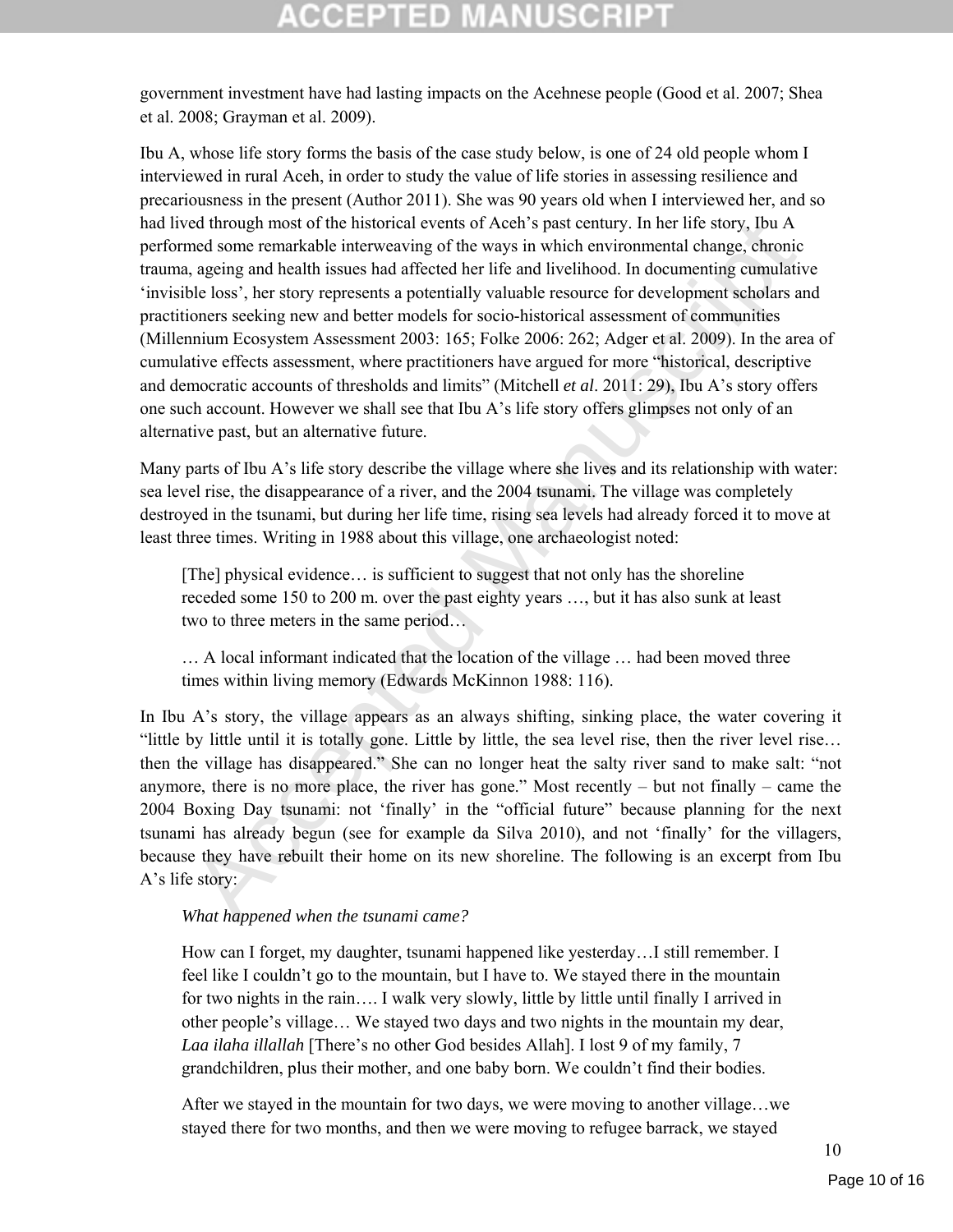government investment have had lasting impacts on the Acehnese people (Good et al. 2007; Shea et al. 2008; Grayman et al. 2009).

Ibu A, whose life story forms the basis of the case study below, is one of 24 old people whom I interviewed in rural Aceh, in order to study the value of life stories in assessing resilience and precariousness in the present (Author 2011). She was 90 years old when I interviewed her, and so had lived through most of the historical events of Aceh's past century. In her life story, Ibu A performed some remarkable interweaving of the ways in which environmental change, chronic trauma, ageing and health issues had affected her life and livelihood. In documenting cumulative 'invisible loss', her story represents a potentially valuable resource for development scholars and practitioners seeking new and better models for socio-historical assessment of communities (Millennium Ecosystem Assessment 2003: 165; Folke 2006: 262; Adger et al. 2009). In the area of cumulative effects assessment, where practitioners have argued for more "historical, descriptive and democratic accounts of thresholds and limits" (Mitchell *et al*. 2011: 29), Ibu A's story offers one such account. However we shall see that Ibu A's life story offers glimpses not only of an alternative past, but an alternative future.

Many parts of Ibu A's life story describe the village where she lives and its relationship with water: sea level rise, the disappearance of a river, and the 2004 tsunami. The village was completely destroyed in the tsunami, but during her life time, rising sea levels had already forced it to move at least three times. Writing in 1988 about this village, one archaeologist noted:

> [The] physical evidence… is sufficient to suggest that not only has the shoreline receded some 150 to 200 m. over the past eighty years …, but it has also sunk at least two to three meters in the same period…
>
> … A local informant indicated that the location of the village … had been moved three times within living memory (Edwards McKinnon 1988: 116).

In Ibu A's story, the village appears as an always shifting, sinking place, the water covering it "little by little until it is totally gone. Little by little, the sea level rise, then the river level rise… then the village has disappeared." She can no longer heat the salty river sand to make salt: "not anymore, there is no more place, the river has gone." Most recently – but not finally – came the 2004 Boxing Day tsunami: not 'finally' in the "official future" because planning for the next tsunami has already begun (see for example da Silva 2010), and not 'finally' for the villagers, because they have rebuilt their home on its new shoreline. The following is an excerpt from Ibu A's life story:

> *What happened when the tsunami came?*
>
> How can I forget, my daughter, tsunami happened like yesterday…I still remember. I feel like I couldn't go to the mountain, but I have to. We stayed there in the mountain for two nights in the rain…. I walk very slowly, little by little until finally I arrived in other people's village… We stayed two days and two nights in the mountain my dear, *Laa ilaha illallah* [There's no other God besides Allah]. I lost 9 of my family, 7 grandchildren, plus their mother, and one baby born. We couldn't find their bodies.
>
> After we stayed in the mountain for two days, we were moving to another village…we stayed there for two months, and then we were moving to refugee barrack, we stayed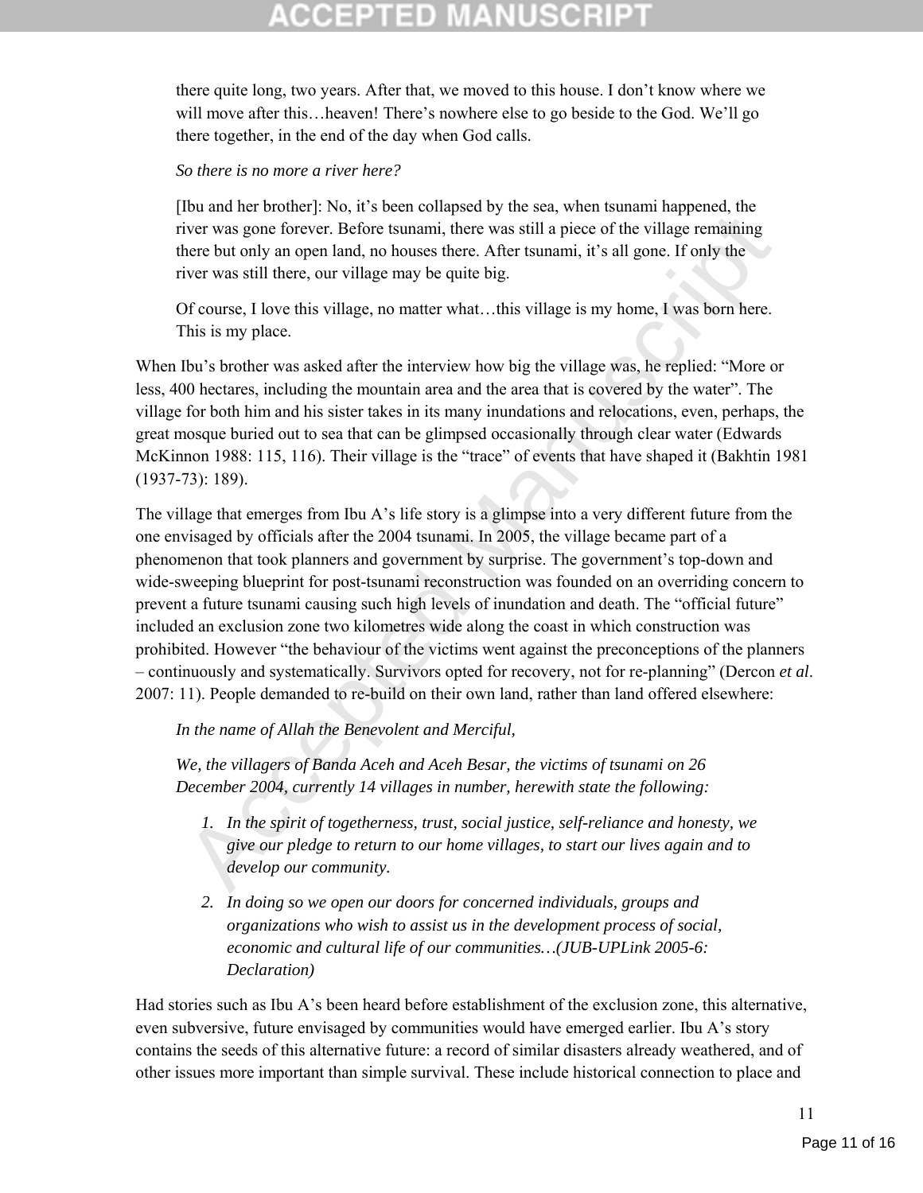> there quite long, two years. After that, we moved to this house. I don't know where we will move after this…heaven! There's nowhere else to go beside to the God. We'll go there together, in the end of the day when God calls.
>
> *So there is no more a river here?*
>
> [Ibu and her brother]: No, it's been collapsed by the sea, when tsunami happened, the river was gone forever. Before tsunami, there was still a piece of the village remaining there but only an open land, no houses there. After tsunami, it's all gone. If only the river was still there, our village may be quite big.
>
> Of course, I love this village, no matter what…this village is my home, I was born here. This is my place.

When Ibu's brother was asked after the interview how big the village was, he replied: "More or less, 400 hectares, including the mountain area and the area that is covered by the water". The village for both him and his sister takes in its many inundations and relocations, even, perhaps, the great mosque buried out to sea that can be glimpsed occasionally through clear water (Edwards McKinnon 1988: 115, 116). Their village is the "trace" of events that have shaped it (Bakhtin 1981 (1937-73): 189).

The village that emerges from Ibu A's life story is a glimpse into a very different future from the one envisaged by officials after the 2004 tsunami. In 2005, the village became part of a phenomenon that took planners and government by surprise. The government's top-down and wide-sweeping blueprint for post-tsunami reconstruction was founded on an overriding concern to prevent a future tsunami causing such high levels of inundation and death. The "official future" included an exclusion zone two kilometres wide along the coast in which construction was prohibited. However "the behaviour of the victims went against the preconceptions of the planners – continuously and systematically. Survivors opted for recovery, not for re-planning" (Dercon *et al*. 2007: 11). People demanded to re-build on their own land, rather than land offered elsewhere:

> *In the name of Allah the Benevolent and Merciful,*
>
> *We, the villagers of Banda Aceh and Aceh Besar, the victims of tsunami on 26 December 2004, currently 14 villages in number, herewith state the following:*
>
> 1. *In the spirit of togetherness, trust, social justice, self-reliance and honesty, we give our pledge to return to our home villages, to start our lives again and to develop our community.*
> 2. *In doing so we open our doors for concerned individuals, groups and organizations who wish to assist us in the development process of social, economic and cultural life of our communities…(JUB-UPLink 2005-6: Declaration)*

Had stories such as Ibu A's been heard before establishment of the exclusion zone, this alternative, even subversive, future envisaged by communities would have emerged earlier. Ibu A's story contains the seeds of this alternative future: a record of similar disasters already weathered, and of other issues more important than simple survival. These include historical connection to place and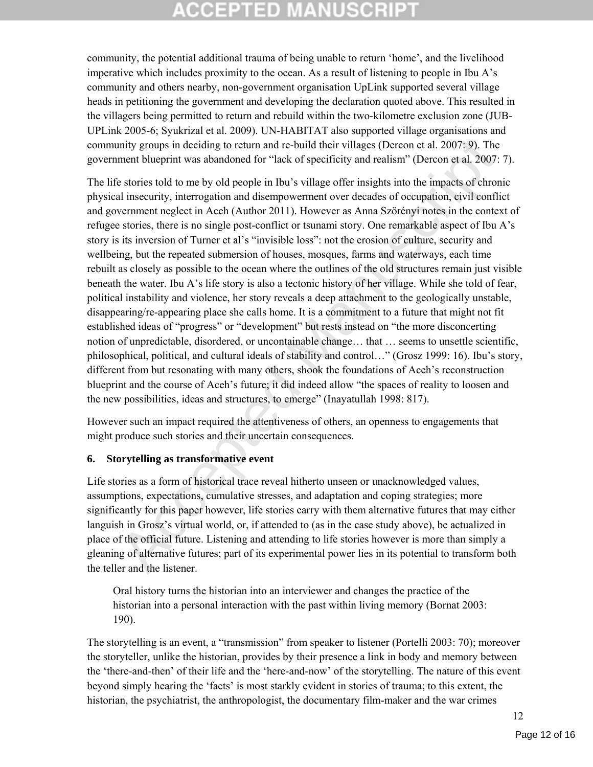community, the potential additional trauma of being unable to return 'home', and the livelihood imperative which includes proximity to the ocean. As a result of listening to people in Ibu A's community and others nearby, non-government organisation UpLink supported several village heads in petitioning the government and developing the declaration quoted above. This resulted in the villagers being permitted to return and rebuild within the two-kilometre exclusion zone (JUB-UPLink 2005-6; Syukrizal et al. 2009). UN-HABITAT also supported village organisations and community groups in deciding to return and re-build their villages (Dercon et al. 2007: 9). The government blueprint was abandoned for "lack of specificity and realism" (Dercon et al. 2007: 7).

The life stories told to me by old people in Ibu's village offer insights into the impacts of chronic physical insecurity, interrogation and disempowerment over decades of occupation, civil conflict and government neglect in Aceh (Author 2011). However as Anna Szörényi notes in the context of refugee stories, there is no single post-conflict or tsunami story. One remarkable aspect of Ibu A's story is its inversion of Turner et al's "invisible loss": not the erosion of culture, security and wellbeing, but the repeated submersion of houses, mosques, farms and waterways, each time rebuilt as closely as possible to the ocean where the outlines of the old structures remain just visible beneath the water. Ibu A's life story is also a tectonic history of her village. While she told of fear, political instability and violence, her story reveals a deep attachment to the geologically unstable, disappearing/re-appearing place she calls home. It is a commitment to a future that might not fit established ideas of "progress" or "development" but rests instead on "the more disconcerting notion of unpredictable, disordered, or uncontainable change… that … seems to unsettle scientific, philosophical, political, and cultural ideals of stability and control…" (Grosz 1999: 16). Ibu's story, different from but resonating with many others, shook the foundations of Aceh's reconstruction blueprint and the course of Aceh's future; it did indeed allow "the spaces of reality to loosen and the new possibilities, ideas and structures, to emerge" (Inayatullah 1998: 817).

However such an impact required the attentiveness of others, an openness to engagements that might produce such stories and their uncertain consequences.

## 6. Storytelling as transformative event

Life stories as a form of historical trace reveal hitherto unseen or unacknowledged values, assumptions, expectations, cumulative stresses, and adaptation and coping strategies; more significantly for this paper however, life stories carry with them alternative futures that may either languish in Grosz's virtual world, or, if attended to (as in the case study above), be actualized in place of the official future. Listening and attending to life stories however is more than simply a gleaning of alternative futures; part of its experimental power lies in its potential to transform both the teller and the listener.

> Oral history turns the historian into an interviewer and changes the practice of the historian into a personal interaction with the past within living memory (Bornat 2003: 190).

The storytelling is an event, a "transmission" from speaker to listener (Portelli 2003: 70); moreover the storyteller, unlike the historian, provides by their presence a link in body and memory between the 'there-and-then' of their life and the 'here-and-now' of the storytelling. The nature of this event beyond simply hearing the 'facts' is most starkly evident in stories of trauma; to this extent, the historian, the psychiatrist, the anthropologist, the documentary film-maker and the war crimes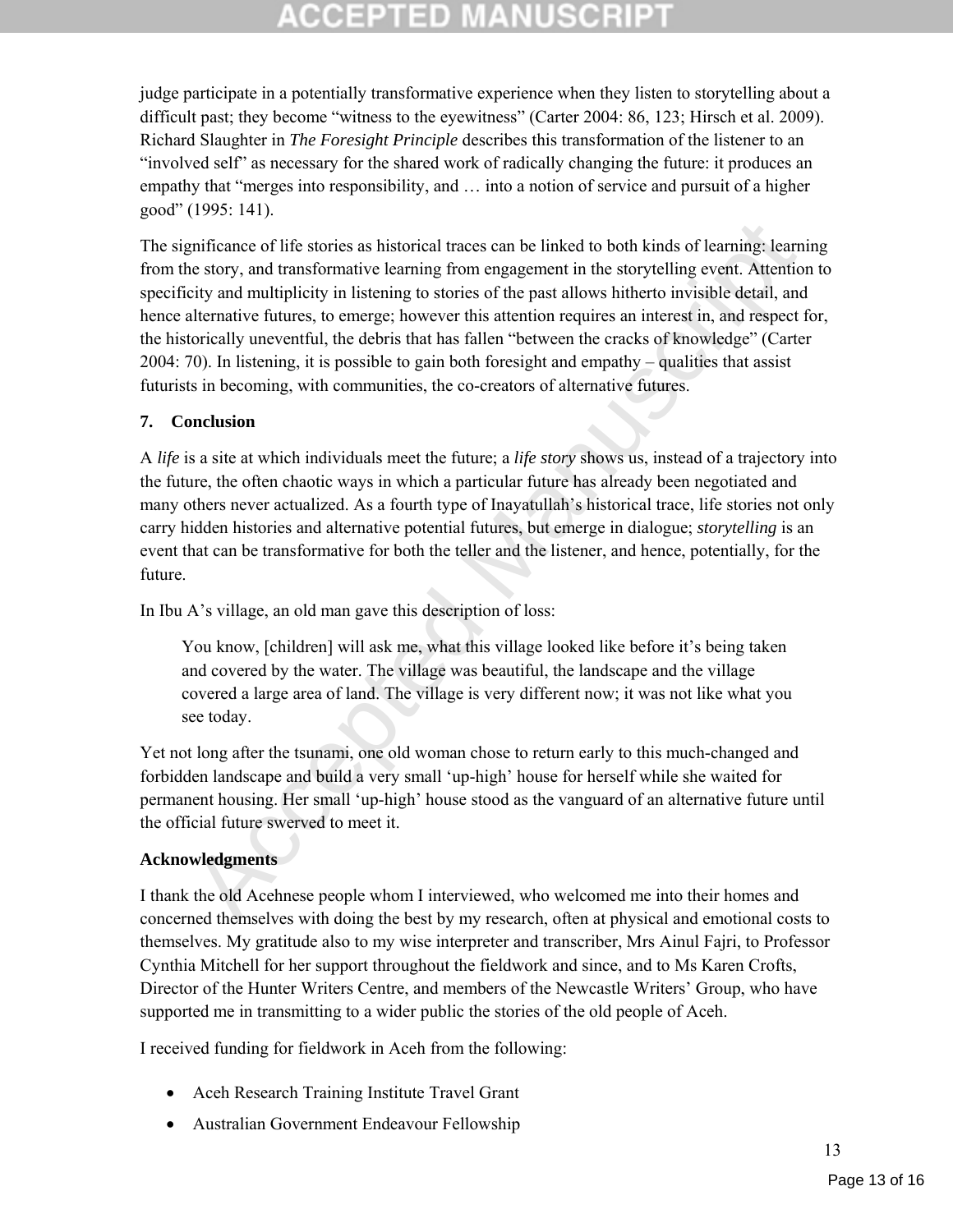judge participate in a potentially transformative experience when they listen to storytelling about a difficult past; they become "witness to the eyewitness" (Carter 2004: 86, 123; Hirsch et al. 2009). Richard Slaughter in *The Foresight Principle* describes this transformation of the listener to an "involved self" as necessary for the shared work of radically changing the future: it produces an empathy that "merges into responsibility, and … into a notion of service and pursuit of a higher good" (1995: 141).

The significance of life stories as historical traces can be linked to both kinds of learning: learning from the story, and transformative learning from engagement in the storytelling event. Attention to specificity and multiplicity in listening to stories of the past allows hitherto invisible detail, and hence alternative futures, to emerge; however this attention requires an interest in, and respect for, the historically uneventful, the debris that has fallen "between the cracks of knowledge" (Carter 2004: 70). In listening, it is possible to gain both foresight and empathy – qualities that assist futurists in becoming, with communities, the co-creators of alternative futures.

## 7. Conclusion

A *life* is a site at which individuals meet the future; a *life story* shows us, instead of a trajectory into the future, the often chaotic ways in which a particular future has already been negotiated and many others never actualized. As a fourth type of Inayatullah's historical trace, life stories not only carry hidden histories and alternative potential futures, but emerge in dialogue; *storytelling* is an event that can be transformative for both the teller and the listener, and hence, potentially, for the future.

In Ibu A's village, an old man gave this description of loss:

> You know, [children] will ask me, what this village looked like before it's being taken and covered by the water. The village was beautiful, the landscape and the village covered a large area of land. The village is very different now; it was not like what you see today.

Yet not long after the tsunami, one old woman chose to return early to this much-changed and forbidden landscape and build a very small 'up-high' house for herself while she waited for permanent housing. Her small 'up-high' house stood as the vanguard of an alternative future until the official future swerved to meet it.

## Acknowledgments

I thank the old Acehnese people whom I interviewed, who welcomed me into their homes and concerned themselves with doing the best by my research, often at physical and emotional costs to themselves. My gratitude also to my wise interpreter and transcriber, Mrs Ainul Fajri, to Professor Cynthia Mitchell for her support throughout the fieldwork and since, and to Ms Karen Crofts, Director of the Hunter Writers Centre, and members of the Newcastle Writers' Group, who have supported me in transmitting to a wider public the stories of the old people of Aceh.

I received funding for fieldwork in Aceh from the following:

- Aceh Research Training Institute Travel Grant
- Australian Government Endeavour Fellowship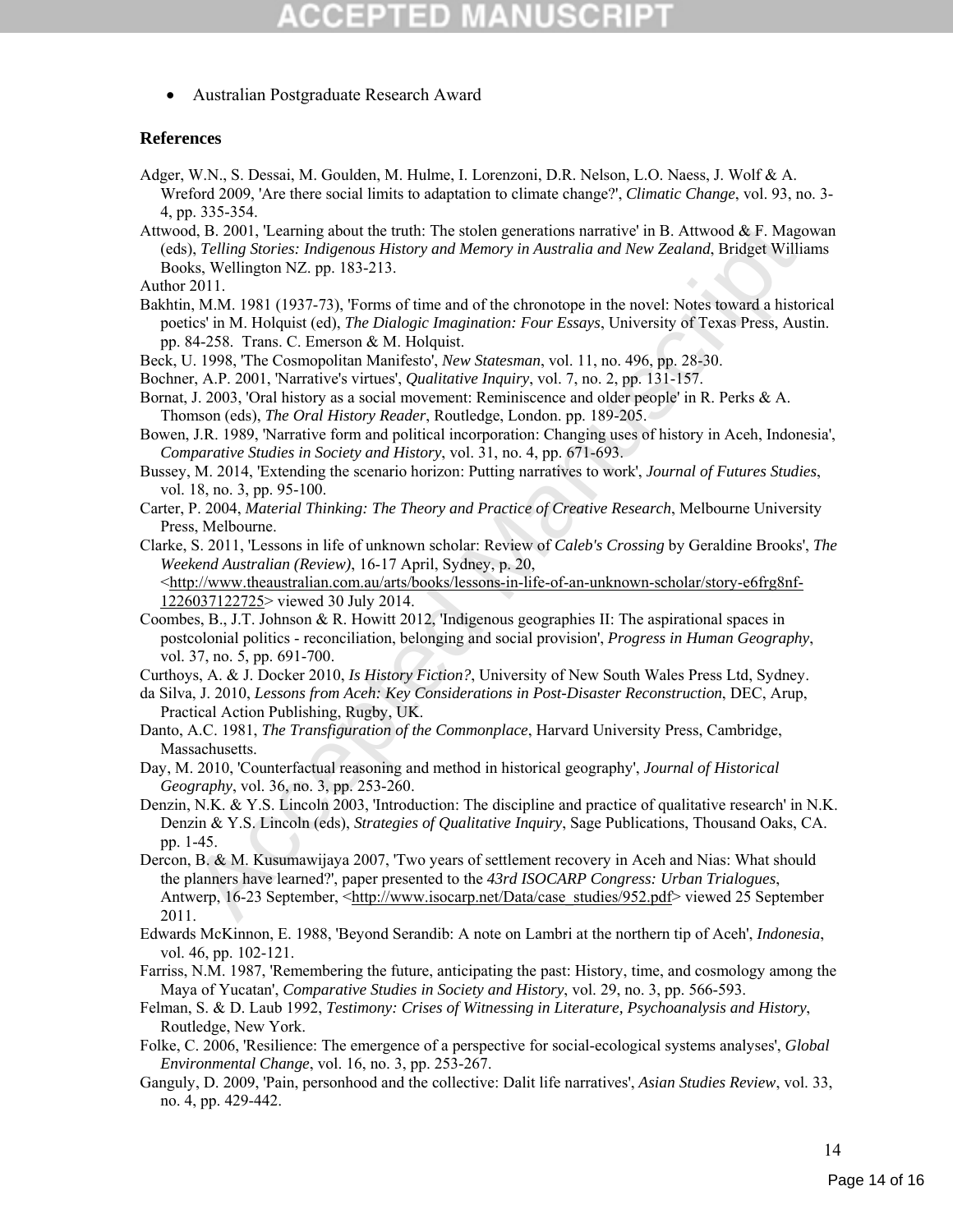- Australian Postgraduate Research Award

## References

Adger, W.N., S. Dessai, M. Goulden, M. Hulme, I. Lorenzoni, D.R. Nelson, L.O. Naess, J. Wolf & A. Wreford 2009, 'Are there social limits to adaptation to climate change?', *Climatic Change*, vol. 93, no. 3-4, pp. 335-354.

Attwood, B. 2001, 'Learning about the truth: The stolen generations narrative' in B. Attwood & F. Magowan (eds), *Telling Stories: Indigenous History and Memory in Australia and New Zealand*, Bridget Williams Books, Wellington NZ. pp. 183-213.

Author 2011.

Bakhtin, M.M. 1981 (1937-73), 'Forms of time and of the chronotope in the novel: Notes toward a historical poetics' in M. Holquist (ed), *The Dialogic Imagination: Four Essays*, University of Texas Press, Austin. pp. 84-258. Trans. C. Emerson & M. Holquist.

Beck, U. 1998, 'The Cosmopolitan Manifesto', *New Statesman*, vol. 11, no. 496, pp. 28-30.

Bochner, A.P. 2001, 'Narrative's virtues', *Qualitative Inquiry*, vol. 7, no. 2, pp. 131-157.

Bornat, J. 2003, 'Oral history as a social movement: Reminiscence and older people' in R. Perks & A. Thomson (eds), *The Oral History Reader*, Routledge, London. pp. 189-205.

Bowen, J.R. 1989, 'Narrative form and political incorporation: Changing uses of history in Aceh, Indonesia', *Comparative Studies in Society and History*, vol. 31, no. 4, pp. 671-693.

Bussey, M. 2014, 'Extending the scenario horizon: Putting narratives to work', *Journal of Futures Studies*, vol. 18, no. 3, pp. 95-100.

Carter, P. 2004, *Material Thinking: The Theory and Practice of Creative Research*, Melbourne University Press, Melbourne.

Clarke, S. 2011, 'Lessons in life of unknown scholar: Review of *Caleb's Crossing* by Geraldine Brooks', *The Weekend Australian (Review)*, 16-17 April, Sydney, p. 20, <http://www.theaustralian.com.au/arts/books/lessons-in-life-of-an-unknown-scholar/story-e6frg8nf-1226037122725> viewed 30 July 2014.

Coombes, B., J.T. Johnson & R. Howitt 2012, 'Indigenous geographies II: The aspirational spaces in postcolonial politics - reconciliation, belonging and social provision', *Progress in Human Geography*, vol. 37, no. 5, pp. 691-700.

Curthoys, A. & J. Docker 2010, *Is History Fiction?*, University of New South Wales Press Ltd, Sydney.

da Silva, J. 2010, *Lessons from Aceh: Key Considerations in Post-Disaster Reconstruction*, DEC, Arup, Practical Action Publishing, Rugby, UK.

Danto, A.C. 1981, *The Transfiguration of the Commonplace*, Harvard University Press, Cambridge, Massachusetts.

Day, M. 2010, 'Counterfactual reasoning and method in historical geography', *Journal of Historical Geography*, vol. 36, no. 3, pp. 253-260.

Denzin, N.K. & Y.S. Lincoln 2003, 'Introduction: The discipline and practice of qualitative research' in N.K. Denzin & Y.S. Lincoln (eds), *Strategies of Qualitative Inquiry*, Sage Publications, Thousand Oaks, CA. pp. 1-45.

Dercon, B. & M. Kusumawijaya 2007, 'Two years of settlement recovery in Aceh and Nias: What should the planners have learned?', paper presented to the *43rd ISOCARP Congress: Urban Trialogues*, Antwerp, 16-23 September, <http://www.isocarp.net/Data/case_studies/952.pdf> viewed 25 September 2011.

Edwards McKinnon, E. 1988, 'Beyond Serandib: A note on Lambri at the northern tip of Aceh', *Indonesia*, vol. 46, pp. 102-121.

Farriss, N.M. 1987, 'Remembering the future, anticipating the past: History, time, and cosmology among the Maya of Yucatan', *Comparative Studies in Society and History*, vol. 29, no. 3, pp. 566-593.

Felman, S. & D. Laub 1992, *Testimony: Crises of Witnessing in Literature, Psychoanalysis and History*, Routledge, New York.

Folke, C. 2006, 'Resilience: The emergence of a perspective for social-ecological systems analyses', *Global Environmental Change*, vol. 16, no. 3, pp. 253-267.

Ganguly, D. 2009, 'Pain, personhood and the collective: Dalit life narratives', *Asian Studies Review*, vol. 33, no. 4, pp. 429-442.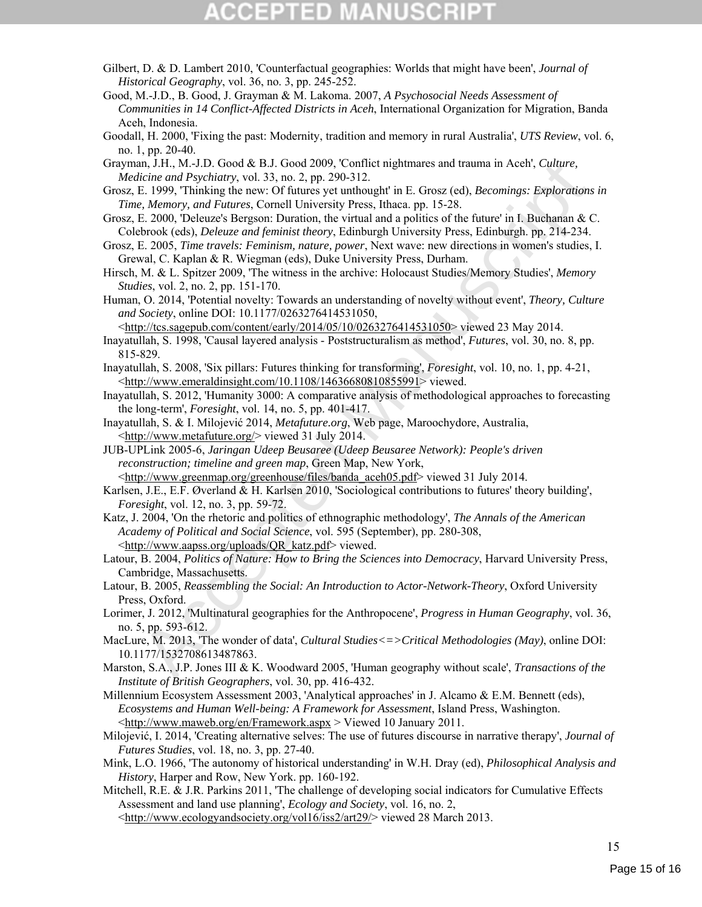Gilbert, D. & D. Lambert 2010, 'Counterfactual geographies: Worlds that might have been', *Journal of Historical Geography*, vol. 36, no. 3, pp. 245-252.

Good, M.-J.D., B. Good, J. Grayman & M. Lakoma. 2007, *A Psychosocial Needs Assessment of Communities in 14 Conflict-Affected Districts in Aceh*, International Organization for Migration, Banda Aceh, Indonesia.

Goodall, H. 2000, 'Fixing the past: Modernity, tradition and memory in rural Australia', *UTS Review*, vol. 6, no. 1, pp. 20-40.

Grayman, J.H., M.-J.D. Good & B.J. Good 2009, 'Conflict nightmares and trauma in Aceh', *Culture, Medicine and Psychiatry*, vol. 33, no. 2, pp. 290-312.

Grosz, E. 1999, 'Thinking the new: Of futures yet unthought' in E. Grosz (ed), *Becomings: Explorations in Time, Memory, and Futures*, Cornell University Press, Ithaca. pp. 15-28.

Grosz, E. 2000, 'Deleuze's Bergson: Duration, the virtual and a politics of the future' in I. Buchanan & C. Colebrook (eds), *Deleuze and feminist theory*, Edinburgh University Press, Edinburgh. pp. 214-234.

Grosz, E. 2005, *Time travels: Feminism, nature, power*, Next wave: new directions in women's studies, I. Grewal, C. Kaplan & R. Wiegman (eds), Duke University Press, Durham.

Hirsch, M. & L. Spitzer 2009, 'The witness in the archive: Holocaust Studies/Memory Studies', *Memory Studies*, vol. 2, no. 2, pp. 151-170.

Human, O. 2014, 'Potential novelty: Towards an understanding of novelty without event', *Theory, Culture and Society*, online DOI: 10.1177/0263276414531050, <http://tcs.sagepub.com/content/early/2014/05/10/0263276414531050> viewed 23 May 2014.

Inayatullah, S. 1998, 'Causal layered analysis - Poststructuralism as method', *Futures*, vol. 30, no. 8, pp. 815-829.

Inayatullah, S. 2008, 'Six pillars: Futures thinking for transforming', *Foresight*, vol. 10, no. 1, pp. 4-21, <http://www.emeraldinsight.com/10.1108/14636680810855991> viewed.

Inayatullah, S. 2012, 'Humanity 3000: A comparative analysis of methodological approaches to forecasting the long-term', *Foresight*, vol. 14, no. 5, pp. 401-417.

Inayatullah, S. & I. Milojević 2014, *Metafuture.org*, Web page, Maroochydore, Australia, <http://www.metafuture.org/> viewed 31 July 2014.

JUB-UPLink 2005-6, *Jaringan Udeep Beusaree (Udeep Beusaree Network): People's driven reconstruction; timeline and green map*, Green Map, New York, <http://www.greenmap.org/greenhouse/files/banda_aceh05.pdf> viewed 31 July 2014.

Karlsen, J.E., E.F. Øverland & H. Karlsen 2010, 'Sociological contributions to futures' theory building', *Foresight*, vol. 12, no. 3, pp. 59-72.

Katz, J. 2004, 'On the rhetoric and politics of ethnographic methodology', *The Annals of the American Academy of Political and Social Science*, vol. 595 (September), pp. 280-308, <http://www.aapss.org/uploads/QR_katz.pdf> viewed.

Latour, B. 2004, *Politics of Nature: How to Bring the Sciences into Democracy*, Harvard University Press, Cambridge, Massachusetts.

Latour, B. 2005, *Reassembling the Social: An Introduction to Actor-Network-Theory*, Oxford University Press, Oxford.

Lorimer, J. 2012, 'Multinatural geographies for the Anthropocene', *Progress in Human Geography*, vol. 36, no. 5, pp. 593-612.

MacLure, M. 2013, 'The wonder of data', *Cultural Studies<=>Critical Methodologies (May)*, online DOI: 10.1177/1532708613487863.

Marston, S.A., J.P. Jones III & K. Woodward 2005, 'Human geography without scale', *Transactions of the Institute of British Geographers*, vol. 30, pp. 416-432.

Millennium Ecosystem Assessment 2003, 'Analytical approaches' in J. Alcamo & E.M. Bennett (eds), *Ecosystems and Human Well-being: A Framework for Assessment*, Island Press, Washington. <http://www.maweb.org/en/Framework.aspx > Viewed 10 January 2011.

Milojević, I. 2014, 'Creating alternative selves: The use of futures discourse in narrative therapy', *Journal of Futures Studies*, vol. 18, no. 3, pp. 27-40.

Mink, L.O. 1966, 'The autonomy of historical understanding' in W.H. Dray (ed), *Philosophical Analysis and History*, Harper and Row, New York. pp. 160-192.

Mitchell, R.E. & J.R. Parkins 2011, 'The challenge of developing social indicators for Cumulative Effects Assessment and land use planning', *Ecology and Society*, vol. 16, no. 2, <http://www.ecologyandsociety.org/vol16/iss2/art29/> viewed 28 March 2013.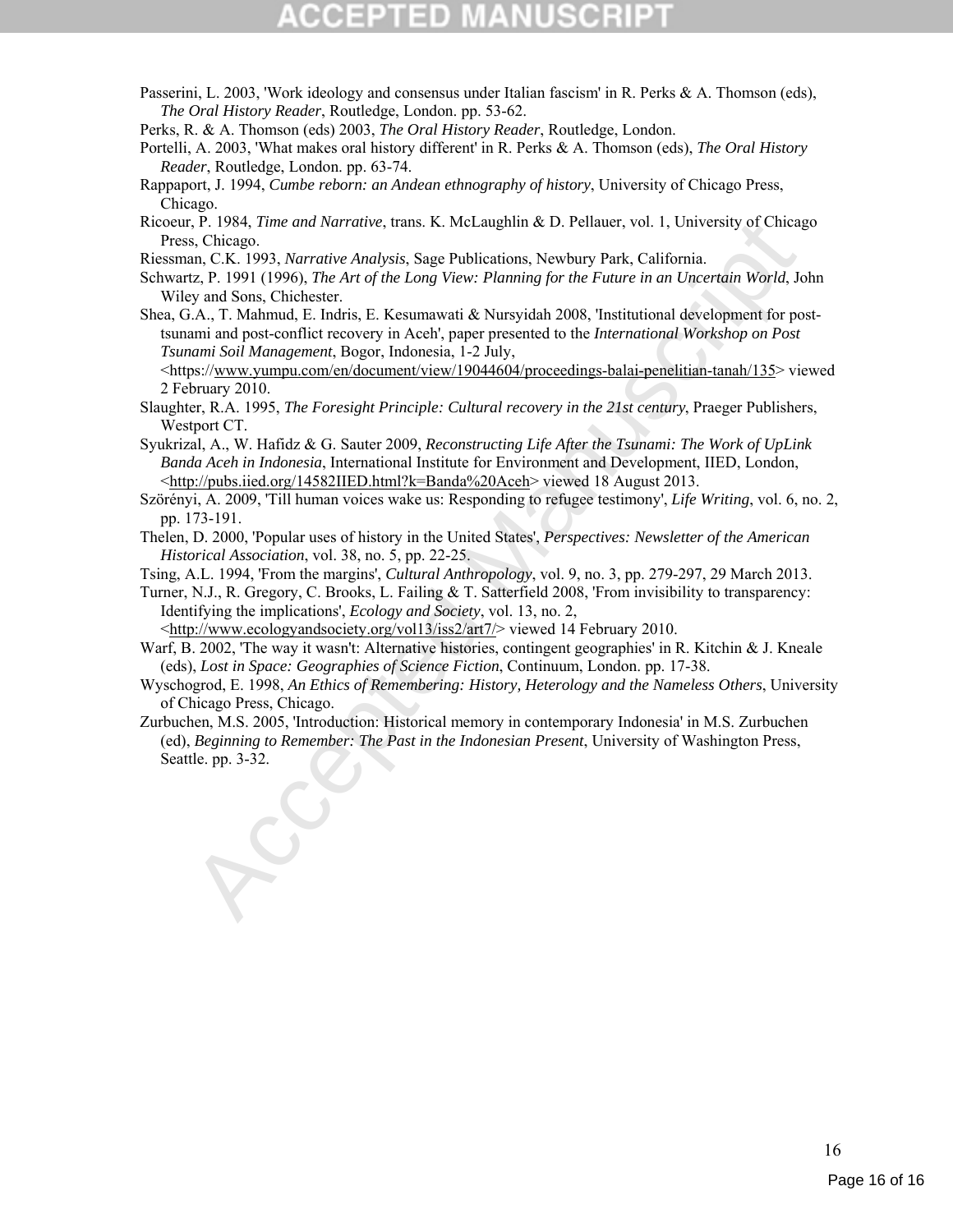Passerini, L. 2003, 'Work ideology and consensus under Italian fascism' in R. Perks & A. Thomson (eds), *The Oral History Reader*, Routledge, London. pp. 53-62.

Perks, R. & A. Thomson (eds) 2003, *The Oral History Reader*, Routledge, London.

Portelli, A. 2003, 'What makes oral history different' in R. Perks & A. Thomson (eds), *The Oral History Reader*, Routledge, London. pp. 63-74.

Rappaport, J. 1994, *Cumbe reborn: an Andean ethnography of history*, University of Chicago Press, Chicago.

Ricoeur, P. 1984, *Time and Narrative*, trans. K. McLaughlin & D. Pellauer, vol. 1, University of Chicago Press, Chicago.

Riessman, C.K. 1993, *Narrative Analysis*, Sage Publications, Newbury Park, California.

Schwartz, P. 1991 (1996), *The Art of the Long View: Planning for the Future in an Uncertain World*, John Wiley and Sons, Chichester.

Shea, G.A., T. Mahmud, E. Indris, E. Kesumawati & Nursyidah 2008, 'Institutional development for post-tsunami and post-conflict recovery in Aceh', paper presented to the *International Workshop on Post Tsunami Soil Management*, Bogor, Indonesia, 1-2 July, <https://www.yumpu.com/en/document/view/19044604/proceedings-balai-penelitian-tanah/135> viewed 2 February 2010.

Slaughter, R.A. 1995, *The Foresight Principle: Cultural recovery in the 21st century*, Praeger Publishers, Westport CT.

Syukrizal, A., W. Hafidz & G. Sauter 2009, *Reconstructing Life After the Tsunami: The Work of UpLink Banda Aceh in Indonesia*, International Institute for Environment and Development, IIED, London, <http://pubs.iied.org/14582IIED.html?k=Banda%20Aceh> viewed 18 August 2013.

Szörényi, A. 2009, 'Till human voices wake us: Responding to refugee testimony', *Life Writing*, vol. 6, no. 2, pp. 173-191.

Thelen, D. 2000, 'Popular uses of history in the United States', *Perspectives: Newsletter of the American Historical Association*, vol. 38, no. 5, pp. 22-25.

Tsing, A.L. 1994, 'From the margins', *Cultural Anthropology*, vol. 9, no. 3, pp. 279-297, 29 March 2013.

Turner, N.J., R. Gregory, C. Brooks, L. Failing & T. Satterfield 2008, 'From invisibility to transparency: Identifying the implications', *Ecology and Society*, vol. 13, no. 2, <http://www.ecologyandsociety.org/vol13/iss2/art7/> viewed 14 February 2010.

Warf, B. 2002, 'The way it wasn't: Alternative histories, contingent geographies' in R. Kitchin & J. Kneale (eds), *Lost in Space: Geographies of Science Fiction*, Continuum, London. pp. 17-38.

Wyschogrod, E. 1998, *An Ethics of Remembering: History, Heterology and the Nameless Others*, University of Chicago Press, Chicago.

Zurbuchen, M.S. 2005, 'Introduction: Historical memory in contemporary Indonesia' in M.S. Zurbuchen (ed), *Beginning to Remember: The Past in the Indonesian Present*, University of Washington Press, Seattle. pp. 3-32.